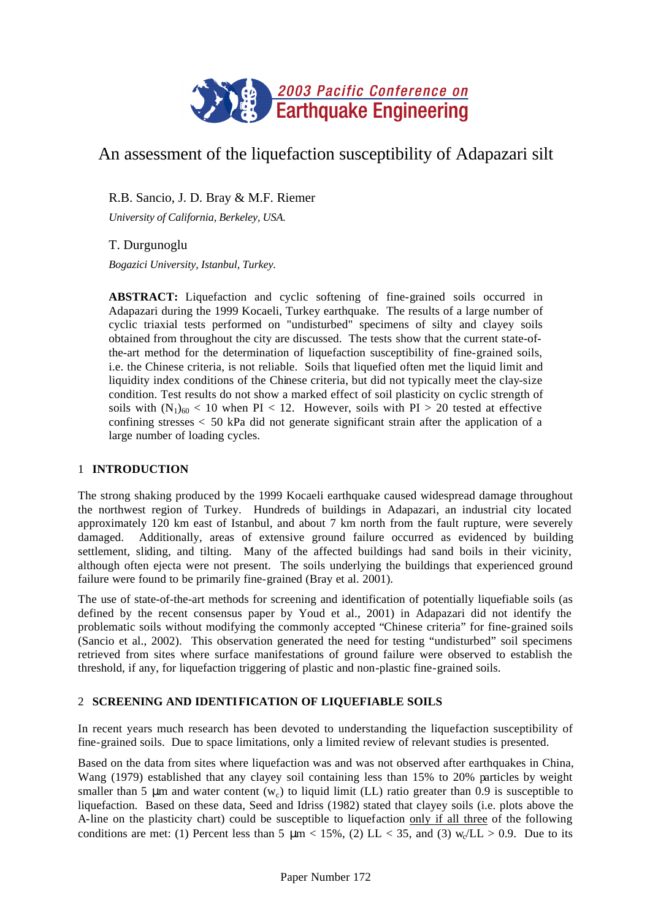# An assessment of the liquefaction susceptibility of Adapazari silt

R.B. Sancio, J. D. Bray & M.F. Riemer

*University of California, Berkeley, USA.*

T. Durgunoglu

*Bogazici University, Istanbul, Turkey.*

**ABSTRACT:** Liquefaction and cyclic softening of fine-grained soils occurred in Adapazari during the 1999 Kocaeli, Turkey earthquake. The results of a large number of cyclic triaxial tests performed on "undisturbed" specimens of silty and clayey soils obtained from throughout the city are discussed. The tests show that the current state-of-the-art method for the determination of liquefaction susceptibility of fine-grained soils, i.e. the Chinese criteria, is not reliable. Soils that liquefied often met the liquid limit and liquidity index conditions of the Chinese criteria, but did not typically meet the clay-size condition. Test results do not show a marked effect of soil plasticity on cyclic strength of soils with $(N_1)_{60} < 10$ when PI < 12. However, soils with PI > 20 tested at effective confining stresses < 50 kPa did not generate significant strain after the application of a large number of loading cycles.

## 1 INTRODUCTION

The strong shaking produced by the 1999 Kocaeli earthquake caused widespread damage throughout the northwest region of Turkey. Hundreds of buildings in Adapazari, an industrial city located approximately 120 km east of Istanbul, and about 7 km north from the fault rupture, were severely damaged. Additionally, areas of extensive ground failure occurred as evidenced by building settlement, sliding, and tilting. Many of the affected buildings had sand boils in their vicinity, although often ejecta were not present. The soils underlying the buildings that experienced ground failure were found to be primarily fine-grained (Bray et al. 2001).

The use of state-of-the-art methods for screening and identification of potentially liquefiable soils (as defined by the recent consensus paper by Youd et al., 2001) in Adapazari did not identify the problematic soils without modifying the commonly accepted "Chinese criteria" for fine-grained soils (Sancio et al., 2002). This observation generated the need for testing "undisturbed" soil specimens retrieved from sites where surface manifestations of ground failure were observed to establish the threshold, if any, for liquefaction triggering of plastic and non-plastic fine-grained soils.

## 2 SCREENING AND IDENTIFICATION OF LIQUEFIABLE SOILS

In recent years much research has been devoted to understanding the liquefaction susceptibility of fine-grained soils. Due to space limitations, only a limited review of relevant studies is presented.

Based on the data from sites where liquefaction was and was not observed after earthquakes in China, Wang (1979) established that any clayey soil containing less than 15% to 20% particles by weight smaller than 5 μm and water content ($w_c$) to liquid limit (LL) ratio greater than 0.9 is susceptible to liquefaction. Based on these data, Seed and Idriss (1982) stated that clayey soils (i.e. plots above the A-line on the plasticity chart) could be susceptible to liquefaction only if all three of the following conditions are met: (1) Percent less than 5 μm < 15%, (2) LL < 35, and (3) $w_c$/LL > 0.9. Due to its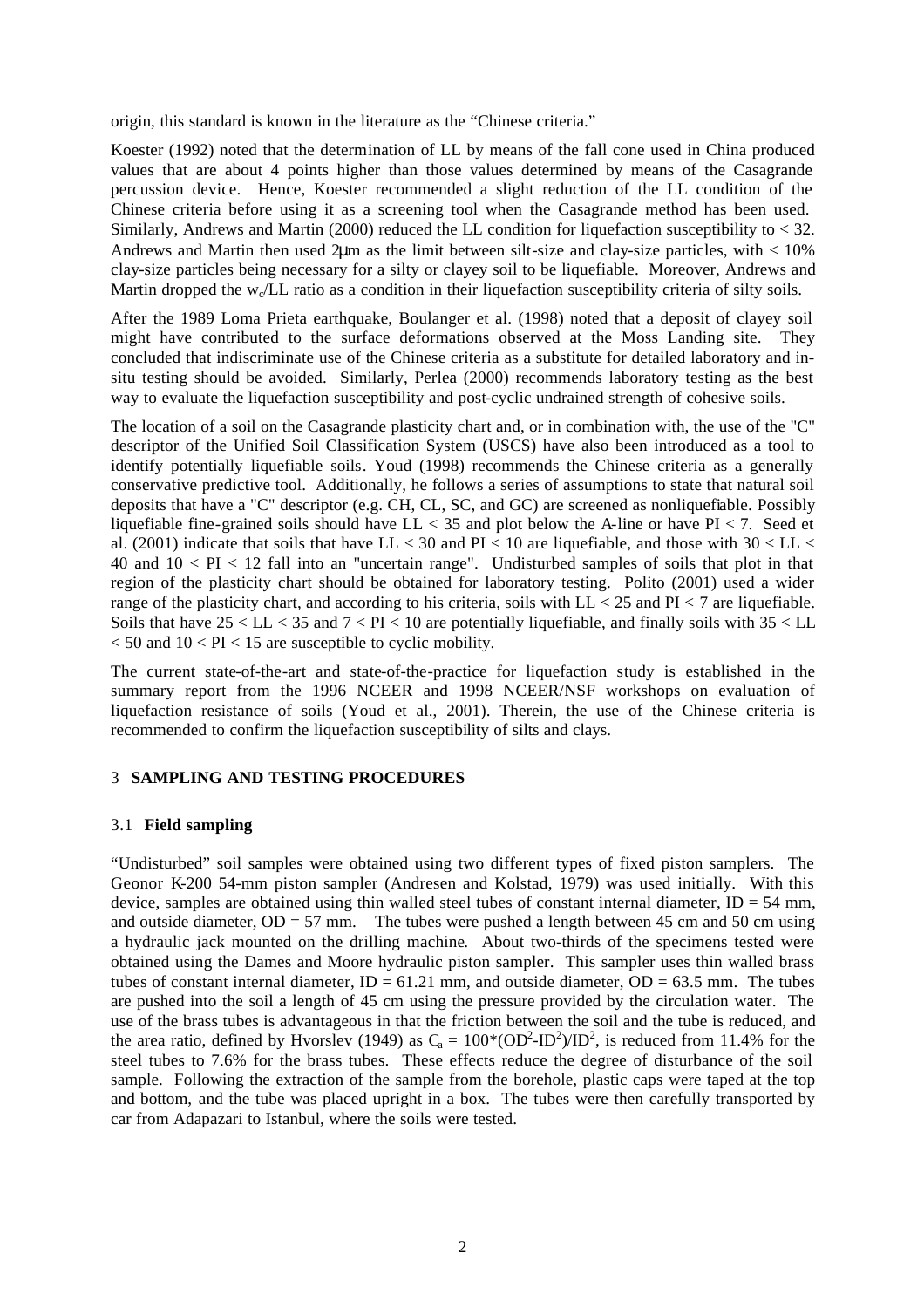origin, this standard is known in the literature as the "Chinese criteria."

Koester (1992) noted that the determination of LL by means of the fall cone used in China produced values that are about 4 points higher than those values determined by means of the Casagrande percussion device. Hence, Koester recommended a slight reduction of the LL condition of the Chinese criteria before using it as a screening tool when the Casagrande method has been used. Similarly, Andrews and Martin (2000) reduced the LL condition for liquefaction susceptibility to $< 32$. Andrews and Martin then used 2μm as the limit between silt-size and clay-size particles, with $< 10\%$ clay-size particles being necessary for a silty or clayey soil to be liquefiable. Moreover, Andrews and Martin dropped the $w_c$/LL ratio as a condition in their liquefaction susceptibility criteria of silty soils.

After the 1989 Loma Prieta earthquake, Boulanger et al. (1998) noted that a deposit of clayey soil might have contributed to the surface deformations observed at the Moss Landing site. They concluded that indiscriminate use of the Chinese criteria as a substitute for detailed laboratory and in-situ testing should be avoided. Similarly, Perlea (2000) recommends laboratory testing as the best way to evaluate the liquefaction susceptibility and post-cyclic undrained strength of cohesive soils.

The location of a soil on the Casagrande plasticity chart and, or in combination with, the use of the "C" descriptor of the Unified Soil Classification System (USCS) have also been introduced as a tool to identify potentially liquefiable soils. Youd (1998) recommends the Chinese criteria as a generally conservative predictive tool. Additionally, he follows a series of assumptions to state that natural soil deposits that have a "C" descriptor (e.g. CH, CL, SC, and GC) are screened as nonliquefiable. Possibly liquefiable fine-grained soils should have LL $< 35$ and plot below the A-line or have PI $< 7$. Seed et al. (2001) indicate that soils that have LL $< 30$ and PI $< 10$ are liquefiable, and those with $30 <$ LL $<$ 40 and $10 <$ PI $< 12$ fall into an "uncertain range". Undisturbed samples of soils that plot in that region of the plasticity chart should be obtained for laboratory testing. Polito (2001) used a wider range of the plasticity chart, and according to his criteria, soils with LL $< 25$ and PI $< 7$ are liquefiable. Soils that have $25 <$ LL $< 35$ and $7 <$ PI $< 10$ are potentially liquefiable, and finally soils with $35 <$ LL $< 50$ and $10 <$ PI $< 15$ are susceptible to cyclic mobility.

The current state-of-the-art and state-of-the-practice for liquefaction study is established in the summary report from the 1996 NCEER and 1998 NCEER/NSF workshops on evaluation of liquefaction resistance of soils (Youd et al., 2001). Therein, the use of the Chinese criteria is recommended to confirm the liquefaction susceptibility of silts and clays.

## 3 SAMPLING AND TESTING PROCEDURES

### 3.1 Field sampling

"Undisturbed" soil samples were obtained using two different types of fixed piston samplers. The Geonor K-200 54-mm piston sampler (Andresen and Kolstad, 1979) was used initially. With this device, samples are obtained using thin walled steel tubes of constant internal diameter, ID = 54 mm, and outside diameter, OD = 57 mm. The tubes were pushed a length between 45 cm and 50 cm using a hydraulic jack mounted on the drilling machine. About two-thirds of the specimens tested were obtained using the Dames and Moore hydraulic piston sampler. This sampler uses thin walled brass tubes of constant internal diameter, ID = 61.21 mm, and outside diameter, OD = 63.5 mm. The tubes are pushed into the soil a length of 45 cm using the pressure provided by the circulation water. The use of the brass tubes is advantageous in that the friction between the soil and the tube is reduced, and the area ratio, defined by Hvorslev (1949) as $C_a = 100*(OD^2-ID^2)/ID^2$, is reduced from 11.4% for the steel tubes to 7.6% for the brass tubes. These effects reduce the degree of disturbance of the soil sample. Following the extraction of the sample from the borehole, plastic caps were taped at the top and bottom, and the tube was placed upright in a box. The tubes were then carefully transported by car from Adapazari to Istanbul, where the soils were tested.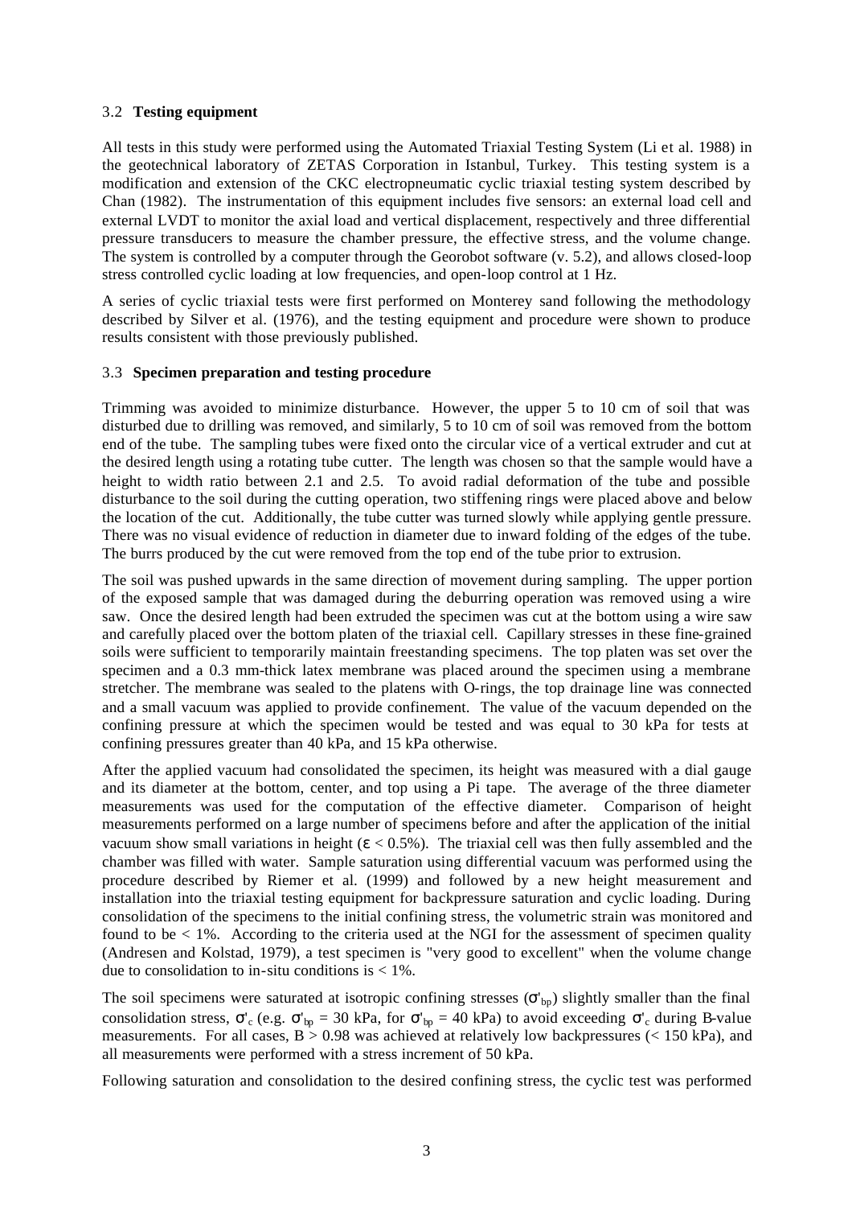### 3.2 Testing equipment

All tests in this study were performed using the Automated Triaxial Testing System (Li et al. 1988) in the geotechnical laboratory of ZETAS Corporation in Istanbul, Turkey. This testing system is a modification and extension of the CKC electropneumatic cyclic triaxial testing system described by Chan (1982). The instrumentation of this equipment includes five sensors: an external load cell and external LVDT to monitor the axial load and vertical displacement, respectively and three differential pressure transducers to measure the chamber pressure, the effective stress, and the volume change. The system is controlled by a computer through the Georobot software (v. 5.2), and allows closed-loop stress controlled cyclic loading at low frequencies, and open-loop control at 1 Hz.

A series of cyclic triaxial tests were first performed on Monterey sand following the methodology described by Silver et al. (1976), and the testing equipment and procedure were shown to produce results consistent with those previously published.

### 3.3 Specimen preparation and testing procedure

Trimming was avoided to minimize disturbance. However, the upper 5 to 10 cm of soil that was disturbed due to drilling was removed, and similarly, 5 to 10 cm of soil was removed from the bottom end of the tube. The sampling tubes were fixed onto the circular vice of a vertical extruder and cut at the desired length using a rotating tube cutter. The length was chosen so that the sample would have a height to width ratio between 2.1 and 2.5. To avoid radial deformation of the tube and possible disturbance to the soil during the cutting operation, two stiffening rings were placed above and below the location of the cut. Additionally, the tube cutter was turned slowly while applying gentle pressure. There was no visual evidence of reduction in diameter due to inward folding of the edges of the tube. The burrs produced by the cut were removed from the top end of the tube prior to extrusion.

The soil was pushed upwards in the same direction of movement during sampling. The upper portion of the exposed sample that was damaged during the deburring operation was removed using a wire saw. Once the desired length had been extruded the specimen was cut at the bottom using a wire saw and carefully placed over the bottom platen of the triaxial cell. Capillary stresses in these fine-grained soils were sufficient to temporarily maintain freestanding specimens. The top platen was set over the specimen and a 0.3 mm-thick latex membrane was placed around the specimen using a membrane stretcher. The membrane was sealed to the platens with O-rings, the top drainage line was connected and a small vacuum was applied to provide confinement. The value of the vacuum depended on the confining pressure at which the specimen would be tested and was equal to 30 kPa for tests at confining pressures greater than 40 kPa, and 15 kPa otherwise.

After the applied vacuum had consolidated the specimen, its height was measured with a dial gauge and its diameter at the bottom, center, and top using a Pi tape. The average of the three diameter measurements was used for the computation of the effective diameter. Comparison of height measurements performed on a large number of specimens before and after the application of the initial vacuum show small variations in height ($\varepsilon < 0.5\%$). The triaxial cell was then fully assembled and the chamber was filled with water. Sample saturation using differential vacuum was performed using the procedure described by Riemer et al. (1999) and followed by a new height measurement and installation into the triaxial testing equipment for backpressure saturation and cyclic loading. During consolidation of the specimens to the initial confining stress, the volumetric strain was monitored and found to be < 1%. According to the criteria used at the NGI for the assessment of specimen quality (Andresen and Kolstad, 1979), a test specimen is "very good to excellent" when the volume change due to consolidation to in-situ conditions is < 1%.

The soil specimens were saturated at isotropic confining stresses ($\sigma'_{bp}$) slightly smaller than the final consolidation stress, $\sigma'_c$ (e.g. $\sigma'_{bp}$ = 30 kPa, for $\sigma'_{bp}$ = 40 kPa) to avoid exceeding $\sigma'_c$ during B-value measurements. For all cases, $B > 0.98$ was achieved at relatively low backpressures (< 150 kPa), and all measurements were performed with a stress increment of 50 kPa.

Following saturation and consolidation to the desired confining stress, the cyclic test was performed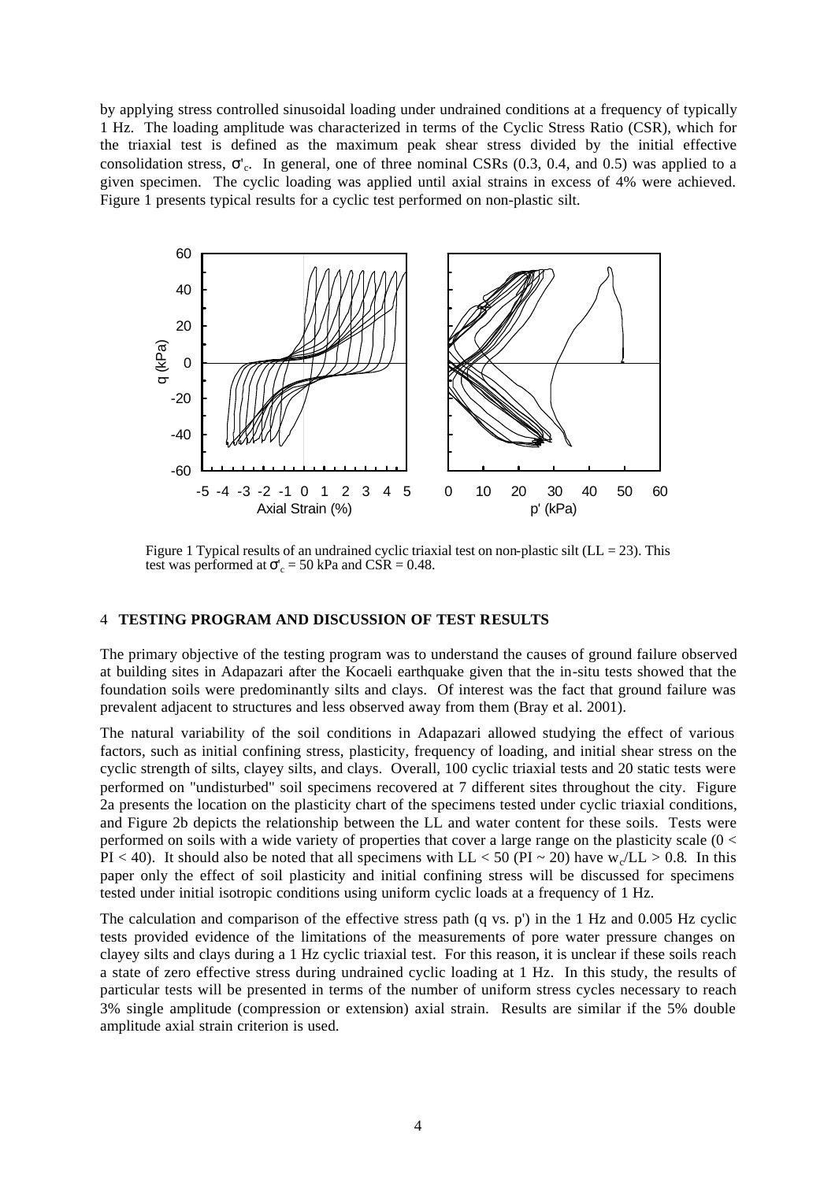by applying stress controlled sinusoidal loading under undrained conditions at a frequency of typically 1 Hz. The loading amplitude was characterized in terms of the Cyclic Stress Ratio (CSR), which for the triaxial test is defined as the maximum peak shear stress divided by the initial effective consolidation stress, $\sigma'_c$. In general, one of three nominal CSRs (0.3, 0.4, and 0.5) was applied to a given specimen. The cyclic loading was applied until axial strains in excess of 4% were achieved. Figure 1 presents typical results for a cyclic test performed on non-plastic silt.

Figure 1 Typical results of an undrained cyclic triaxial test on non-plastic silt (LL = 23). This test was performed at $\sigma'_c$ = 50 kPa and CSR = 0.48.

## 4 TESTING PROGRAM AND DISCUSSION OF TEST RESULTS

The primary objective of the testing program was to understand the causes of ground failure observed at building sites in Adapazari after the Kocaeli earthquake given that the in-situ tests showed that the foundation soils were predominantly silts and clays. Of interest was the fact that ground failure was prevalent adjacent to structures and less observed away from them (Bray et al. 2001).

The natural variability of the soil conditions in Adapazari allowed studying the effect of various factors, such as initial confining stress, plasticity, frequency of loading, and initial shear stress on the cyclic strength of silts, clayey silts, and clays. Overall, 100 cyclic triaxial tests and 20 static tests were performed on "undisturbed" soil specimens recovered at 7 different sites throughout the city. Figure 2a presents the location on the plasticity chart of the specimens tested under cyclic triaxial conditions, and Figure 2b depicts the relationship between the LL and water content for these soils. Tests were performed on soils with a wide variety of properties that cover a large range on the plasticity scale ($0 < PI < 40$). It should also be noted that all specimens with LL < 50 (PI ~ 20) have $w_c/LL > 0.8$. In this paper only the effect of soil plasticity and initial confining stress will be discussed for specimens tested under initial isotropic conditions using uniform cyclic loads at a frequency of 1 Hz.

The calculation and comparison of the effective stress path (q vs. p') in the 1 Hz and 0.005 Hz cyclic tests provided evidence of the limitations of the measurements of pore water pressure changes on clayey silts and clays during a 1 Hz cyclic triaxial test. For this reason, it is unclear if these soils reach a state of zero effective stress during undrained cyclic loading at 1 Hz. In this study, the results of particular tests will be presented in terms of the number of uniform stress cycles necessary to reach 3% single amplitude (compression or extension) axial strain. Results are similar if the 5% double amplitude axial strain criterion is used.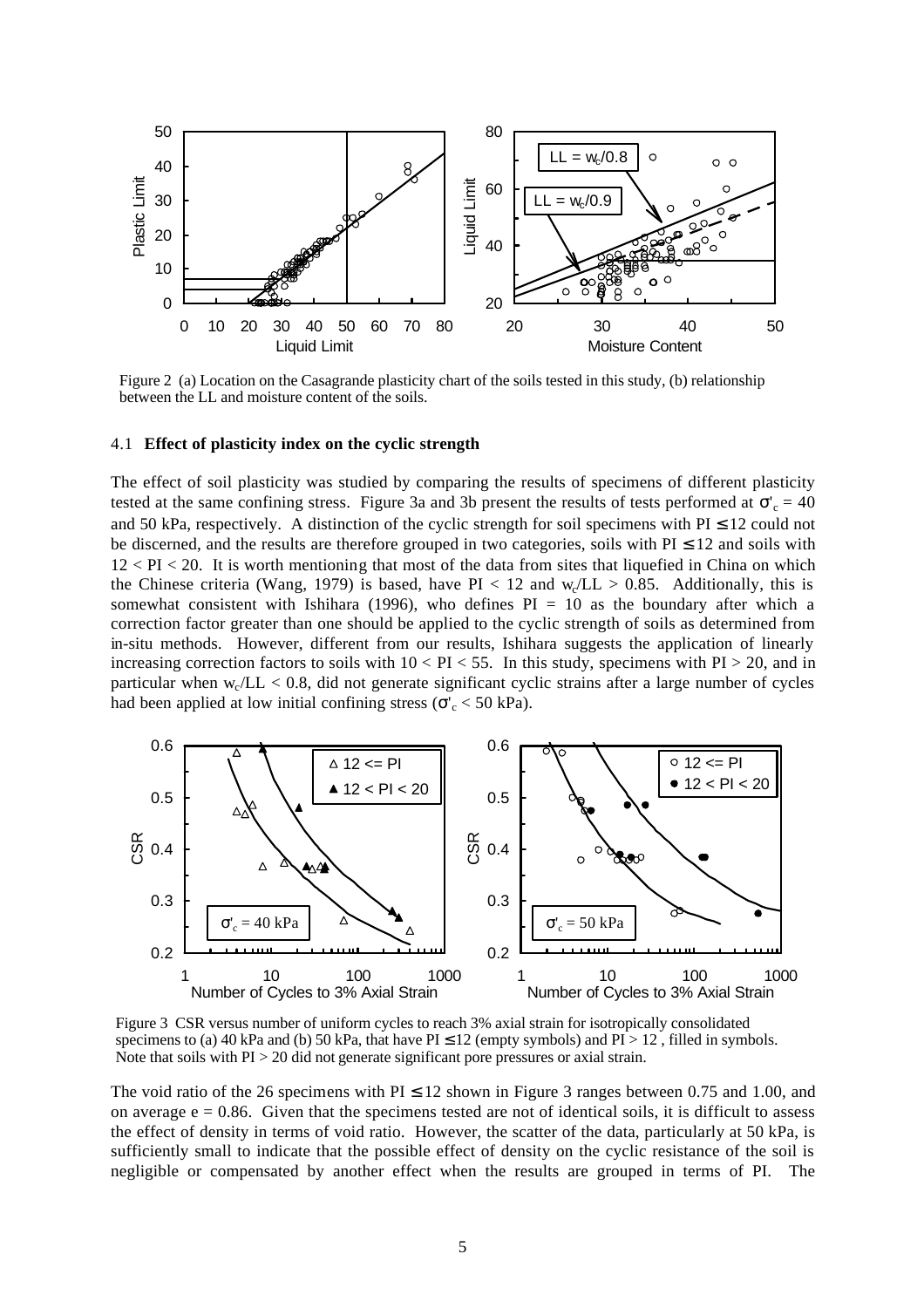Figure 2 (a) Location on the Casagrande plasticity chart of the soils tested in this study, (b) relationship between the LL and moisture content of the soils.

### 4.1 **Effect of plasticity index on the cyclic strength**

The effect of soil plasticity was studied by comparing the results of specimens of different plasticity tested at the same confining stress. Figure 3a and 3b present the results of tests performed at $\sigma'_c = 40$ and 50 kPa, respectively. A distinction of the cyclic strength for soil specimens with PI $\leq 12$ could not be discerned, and the results are therefore grouped in two categories, soils with PI $\leq 12$ and soils with $12 < \text{PI} < 20$. It is worth mentioning that most of the data from sites that liquefied in China on which the Chinese criteria (Wang, 1979) is based, have PI $< 12$ and $w_c/\text{LL} > 0.85$. Additionally, this is somewhat consistent with Ishihara (1996), who defines PI = 10 as the boundary after which a correction factor greater than one should be applied to the cyclic strength of soils as determined from in-situ methods. However, different from our results, Ishihara suggests the application of linearly increasing correction factors to soils with $10 < \text{PI} < 55$. In this study, specimens with PI $> 20$, and in particular when $w_c/\text{LL} < 0.8$, did not generate significant cyclic strains after a large number of cycles had been applied at low initial confining stress ($\sigma'_c < 50$ kPa).

Figure 3 CSR versus number of uniform cycles to reach 3% axial strain for isotropically consolidated specimens to (a) 40 kPa and (b) 50 kPa, that have PI $\leq 12$ (empty symbols) and PI $> 12$ , filled in symbols. Note that soils with PI $> 20$ did not generate significant pore pressures or axial strain.

The void ratio of the 26 specimens with PI $\leq 12$ shown in Figure 3 ranges between 0.75 and 1.00, and on average e = 0.86. Given that the specimens tested are not of identical soils, it is difficult to assess the effect of density in terms of void ratio. However, the scatter of the data, particularly at 50 kPa, is sufficiently small to indicate that the possible effect of density on the cyclic resistance of the soil is negligible or compensated by another effect when the results are grouped in terms of PI. The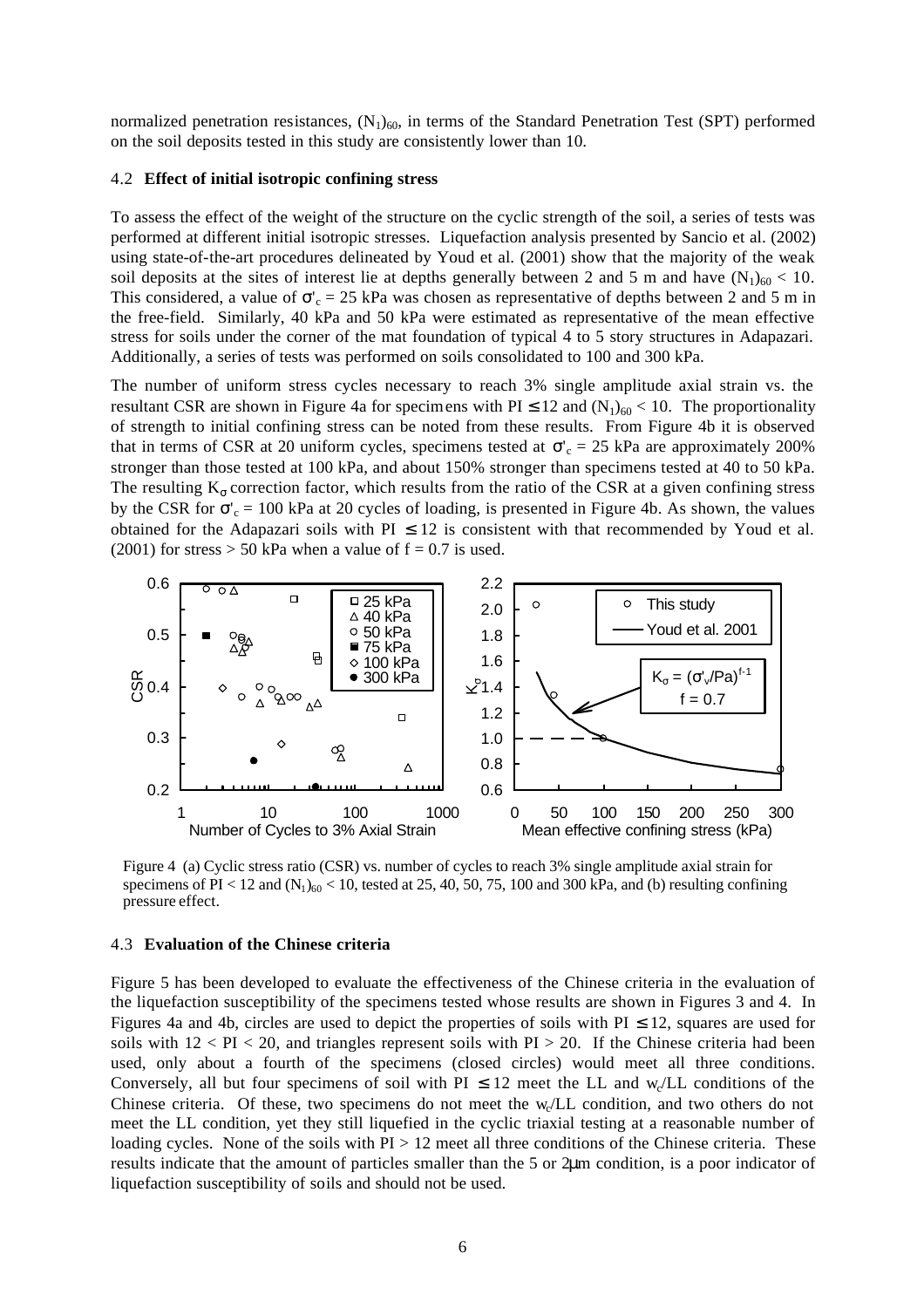normalized penetration resistances, $(N_1)_{60}$, in terms of the Standard Penetration Test (SPT) performed on the soil deposits tested in this study are consistently lower than 10.

### 4.2 **Effect of initial isotropic confining stress**

To assess the effect of the weight of the structure on the cyclic strength of the soil, a series of tests was performed at different initial isotropic stresses. Liquefaction analysis presented by Sancio et al. (2002) using state-of-the-art procedures delineated by Youd et al. (2001) show that the majority of the weak soil deposits at the sites of interest lie at depths generally between 2 and 5 m and have $(N_1)_{60} < 10$. This considered, a value of $\sigma'_c = 25$ kPa was chosen as representative of depths between 2 and 5 m in the free-field. Similarly, 40 kPa and 50 kPa were estimated as representative of the mean effective stress for soils under the corner of the mat foundation of typical 4 to 5 story structures in Adapazari. Additionally, a series of tests was performed on soils consolidated to 100 and 300 kPa.

The number of uniform stress cycles necessary to reach 3% single amplitude axial strain vs. the resultant CSR are shown in Figure 4a for specimens with PI $\leq$ 12 and $(N_1)_{60} < 10$. The proportionality of strength to initial confining stress can be noted from these results. From Figure 4b it is observed that in terms of CSR at 20 uniform cycles, specimens tested at $\sigma'_c = 25$ kPa are approximately 200% stronger than those tested at 100 kPa, and about 150% stronger than specimens tested at 40 to 50 kPa. The resulting $K_\sigma$ correction factor, which results from the ratio of the CSR at a given confining stress by the CSR for $\sigma'_c = 100$ kPa at 20 cycles of loading, is presented in Figure 4b. As shown, the values obtained for the Adapazari soils with PI $\leq$ 12 is consistent with that recommended by Youd et al. (2001) for stress > 50 kPa when a value of $f = 0.7$ is used.

Figure 4 (a) Cyclic stress ratio (CSR) vs. number of cycles to reach 3% single amplitude axial strain for specimens of PI < 12 and $(N_1)_{60} < 10$, tested at 25, 40, 50, 75, 100 and 300 kPa, and (b) resulting confining pressure effect.

### 4.3 **Evaluation of the Chinese criteria**

Figure 5 has been developed to evaluate the effectiveness of the Chinese criteria in the evaluation of the liquefaction susceptibility of the specimens tested whose results are shown in Figures 3 and 4. In Figures 4a and 4b, circles are used to depict the properties of soils with PI $\leq$ 12, squares are used for soils with 12 < PI < 20, and triangles represent soils with PI > 20. If the Chinese criteria had been used, only about a fourth of the specimens (closed circles) would meet all three conditions. Conversely, all but four specimens of soil with PI $\leq$ 12 meet the LL and $w_c$/LL conditions of the Chinese criteria. Of these, two specimens do not meet the $w_c$/LL condition, and two others do not meet the LL condition, yet they still liquefied in the cyclic triaxial testing at a reasonable number of loading cycles. None of the soils with PI > 12 meet all three conditions of the Chinese criteria. These results indicate that the amount of particles smaller than the 5 or 2μm condition, is a poor indicator of liquefaction susceptibility of soils and should not be used.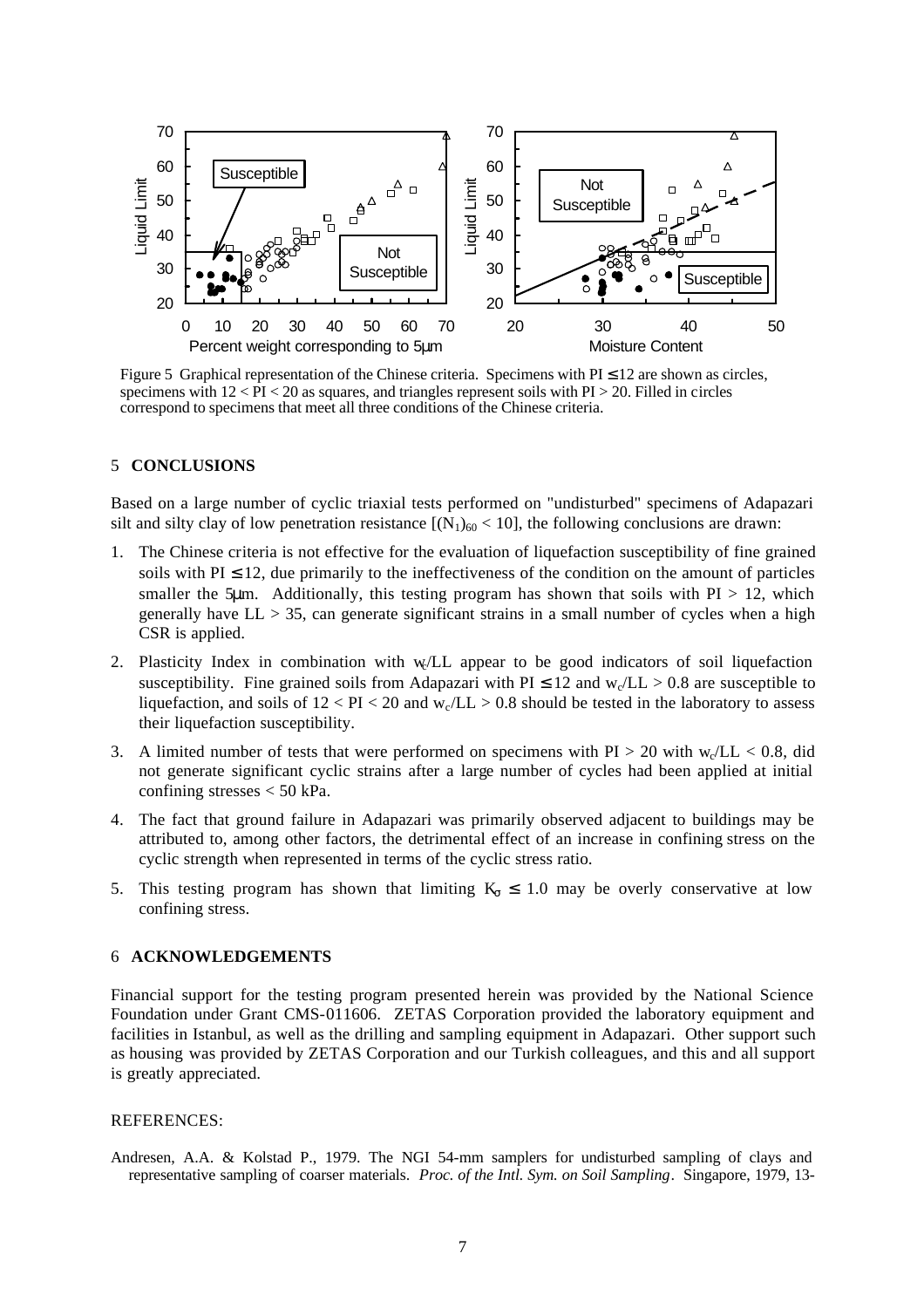Figure 5 Graphical representation of the Chinese criteria. Specimens with $PI \leq 12$ are shown as circles, specimens with $12 < PI < 20$ as squares, and triangles represent soils with $PI > 20$. Filled in circles correspond to specimens that meet all three conditions of the Chinese criteria.

## 5 CONCLUSIONS

Based on a large number of cyclic triaxial tests performed on "undisturbed" specimens of Adapazari silt and silty clay of low penetration resistance $[(N_1)_{60} < 10]$, the following conclusions are drawn:

1. The Chinese criteria is not effective for the evaluation of liquefaction susceptibility of fine grained soils with $PI \leq 12$, due primarily to the ineffectiveness of the condition on the amount of particles smaller the 5μm. Additionally, this testing program has shown that soils with $PI > 12$, which generally have $LL > 35$, can generate significant strains in a small number of cycles when a high CSR is applied.
2. Plasticity Index in combination with $w_c/LL$ appear to be good indicators of soil liquefaction susceptibility. Fine grained soils from Adapazari with $PI \leq 12$ and $w_c/LL > 0.8$ are susceptible to liquefaction, and soils of $12 < PI < 20$ and $w_c/LL > 0.8$ should be tested in the laboratory to assess their liquefaction susceptibility.
3. A limited number of tests that were performed on specimens with $PI > 20$ with $w_c/LL < 0.8$, did not generate significant cyclic strains after a large number of cycles had been applied at initial confining stresses < 50 kPa.
4. The fact that ground failure in Adapazari was primarily observed adjacent to buildings may be attributed to, among other factors, the detrimental effect of an increase in confining stress on the cyclic strength when represented in terms of the cyclic stress ratio.
5. This testing program has shown that limiting $K_\sigma \leq 1.0$ may be overly conservative at low confining stress.

## 6 ACKNOWLEDGEMENTS

Financial support for the testing program presented herein was provided by the National Science Foundation under Grant CMS-011606. ZETAS Corporation provided the laboratory equipment and facilities in Istanbul, as well as the drilling and sampling equipment in Adapazari. Other support such as housing was provided by ZETAS Corporation and our Turkish colleagues, and this and all support is greatly appreciated.

REFERENCES:

Andresen, A.A. & Kolstad P., 1979. The NGI 54-mm samplers for undisturbed sampling of clays and representative sampling of coarser materials. *Proc. of the Intl. Sym. on Soil Sampling*. Singapore, 1979, 13-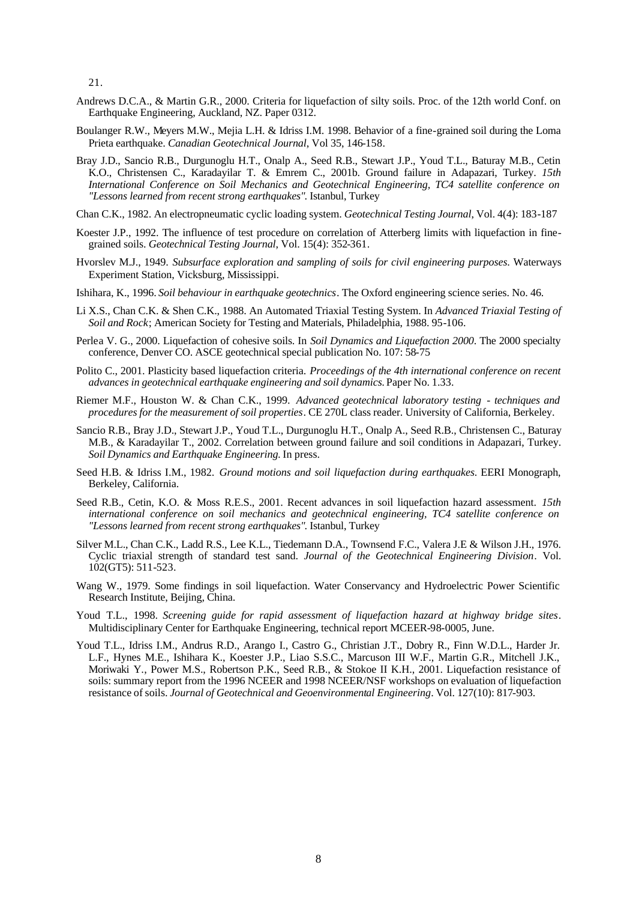21.

Andrews D.C.A., & Martin G.R., 2000. Criteria for liquefaction of silty soils. Proc. of the 12th world Conf. on Earthquake Engineering, Auckland, NZ. Paper 0312.

Boulanger R.W., Meyers M.W., Mejia L.H. & Idriss I.M. 1998. Behavior of a fine-grained soil during the Loma Prieta earthquake. *Canadian Geotechnical Journal*, Vol 35, 146-158.

Bray J.D., Sancio R.B., Durgunoglu H.T., Onalp A., Seed R.B., Stewart J.P., Youd T.L., Baturay M.B., Cetin K.O., Christensen C., Karadayilar T. & Emrem C., 2001b. Ground failure in Adapazari, Turkey. *15th International Conference on Soil Mechanics and Geotechnical Engineering, TC4 satellite conference on "Lessons learned from recent strong earthquakes".* Istanbul, Turkey

Chan C.K., 1982. An electropneumatic cyclic loading system. *Geotechnical Testing Journal*, Vol. 4(4): 183-187

Koester J.P., 1992. The influence of test procedure on correlation of Atterberg limits with liquefaction in fine-grained soils. *Geotechnical Testing Journal*, Vol. 15(4): 352-361.

Hvorslev M.J., 1949. *Subsurface exploration and sampling of soils for civil engineering purposes.* Waterways Experiment Station, Vicksburg, Mississippi.

Ishihara, K., 1996. *Soil behaviour in earthquake geotechnics*. The Oxford engineering science series. No. 46.

Li X.S., Chan C.K. & Shen C.K., 1988. An Automated Triaxial Testing System. In *Advanced Triaxial Testing of Soil and Rock*; American Society for Testing and Materials, Philadelphia, 1988. 95-106.

Perlea V. G., 2000. Liquefaction of cohesive soils. In *Soil Dynamics and Liquefaction 2000*. The 2000 specialty conference, Denver CO. ASCE geotechnical special publication No. 107: 58-75

Polito C., 2001. Plasticity based liquefaction criteria. *Proceedings of the 4th international conference on recent advances in geotechnical earthquake engineering and soil dynamics.* Paper No. 1.33.

Riemer M.F., Houston W. & Chan C.K., 1999. *Advanced geotechnical laboratory testing - techniques and procedures for the measurement of soil properties*. CE 270L class reader. University of California, Berkeley.

Sancio R.B., Bray J.D., Stewart J.P., Youd T.L., Durgunoglu H.T., Onalp A., Seed R.B., Christensen C., Baturay M.B., & Karadayilar T., 2002. Correlation between ground failure and soil conditions in Adapazari, Turkey. *Soil Dynamics and Earthquake Engineering.* In press.

Seed H.B. & Idriss I.M., 1982. *Ground motions and soil liquefaction during earthquakes.* EERI Monograph, Berkeley, California.

Seed R.B., Cetin, K.O. & Moss R.E.S., 2001. Recent advances in soil liquefaction hazard assessment. *15th international conference on soil mechanics and geotechnical engineering, TC4 satellite conference on "Lessons learned from recent strong earthquakes".* Istanbul, Turkey

Silver M.L., Chan C.K., Ladd R.S., Lee K.L., Tiedemann D.A., Townsend F.C., Valera J.E & Wilson J.H., 1976. Cyclic triaxial strength of standard test sand. *Journal of the Geotechnical Engineering Division*. Vol. 102(GT5): 511-523.

Wang W., 1979. Some findings in soil liquefaction. Water Conservancy and Hydroelectric Power Scientific Research Institute, Beijing, China.

Youd T.L., 1998. *Screening guide for rapid assessment of liquefaction hazard at highway bridge sites*. Multidisciplinary Center for Earthquake Engineering, technical report MCEER-98-0005, June.

Youd T.L., Idriss I.M., Andrus R.D., Arango I., Castro G., Christian J.T., Dobry R., Finn W.D.L., Harder Jr. L.F., Hynes M.E., Ishihara K., Koester J.P., Liao S.S.C., Marcuson III W.F., Martin G.R., Mitchell J.K., Moriwaki Y., Power M.S., Robertson P.K., Seed R.B., & Stokoe II K.H., 2001. Liquefaction resistance of soils: summary report from the 1996 NCEER and 1998 NCEER/NSF workshops on evaluation of liquefaction resistance of soils. *Journal of Geotechnical and Geoenvironmental Engineering*. Vol. 127(10): 817-903.